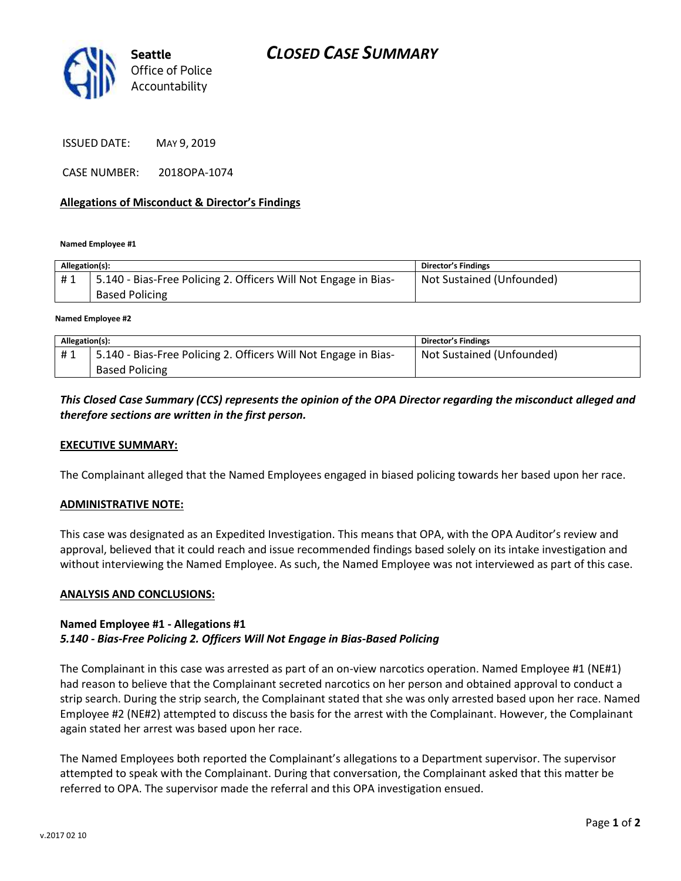Seattle Office of Police Accountability

# CLOSED CASE SUMMARY

ISSUED DATE: MAY 9, 2019

CASE NUMBER: 2018OPA-1074

## Allegations of Misconduct & Director's Findings

**Named Employee #1**

| Allegation(s): | | Director's Findings |
|---|---|---|
| # 1 | 5.140 - Bias-Free Policing 2. Officers Will Not Engage in Bias-Based Policing | Not Sustained (Unfounded) |

**Named Employee #2**

| Allegation(s): | | Director's Findings |
|---|---|---|
| # 1 | 5.140 - Bias-Free Policing 2. Officers Will Not Engage in Bias-Based Policing | Not Sustained (Unfounded) |

***This Closed Case Summary (CCS) represents the opinion of the OPA Director regarding the misconduct alleged and therefore sections are written in the first person.***

### EXECUTIVE SUMMARY:

The Complainant alleged that the Named Employees engaged in biased policing towards her based upon her race.

### ADMINISTRATIVE NOTE:

This case was designated as an Expedited Investigation. This means that OPA, with the OPA Auditor's review and approval, believed that it could reach and issue recommended findings based solely on its intake investigation and without interviewing the Named Employee. As such, the Named Employee was not interviewed as part of this case.

### ANALYSIS AND CONCLUSIONS:

**Named Employee #1 - Allegations #1**
***5.140 - Bias-Free Policing 2. Officers Will Not Engage in Bias-Based Policing***

The Complainant in this case was arrested as part of an on-view narcotics operation. Named Employee #1 (NE#1) had reason to believe that the Complainant secreted narcotics on her person and obtained approval to conduct a strip search. During the strip search, the Complainant stated that she was only arrested based upon her race. Named Employee #2 (NE#2) attempted to discuss the basis for the arrest with the Complainant. However, the Complainant again stated her arrest was based upon her race.

The Named Employees both reported the Complainant's allegations to a Department supervisor. The supervisor attempted to speak with the Complainant. During that conversation, the Complainant asked that this matter be referred to OPA. The supervisor made the referral and this OPA investigation ensued.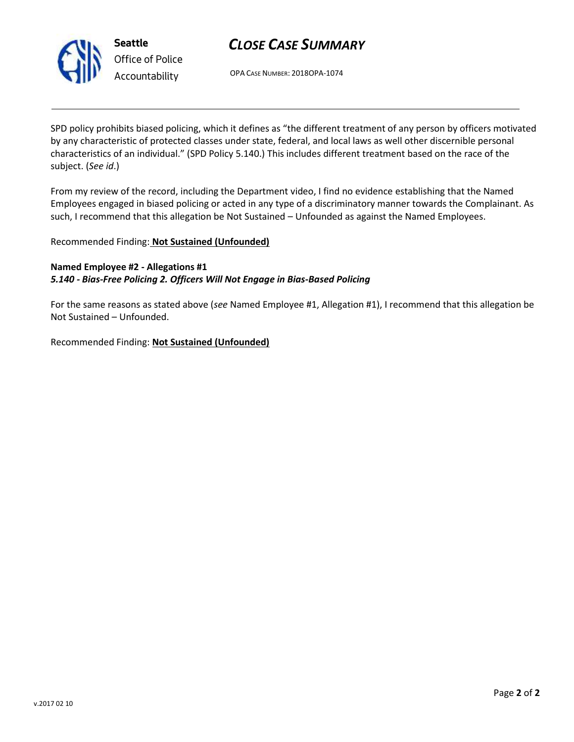SPD policy prohibits biased policing, which it defines as "the different treatment of any person by officers motivated by any characteristic of protected classes under state, federal, and local laws as well other discernible personal characteristics of an individual." (SPD Policy 5.140.) This includes different treatment based on the race of the subject. (*See id*.)

From my review of the record, including the Department video, I find no evidence establishing that the Named Employees engaged in biased policing or acted in any type of a discriminatory manner towards the Complainant. As such, I recommend that this allegation be Not Sustained – Unfounded as against the Named Employees.

Recommended Finding: **Not Sustained (Unfounded)**

**Named Employee #2 - Allegations #1**
***5.140 - Bias-Free Policing 2. Officers Will Not Engage in Bias-Based Policing***

For the same reasons as stated above (*see* Named Employee #1, Allegation #1), I recommend that this allegation be Not Sustained – Unfounded.

Recommended Finding: **Not Sustained (Unfounded)**